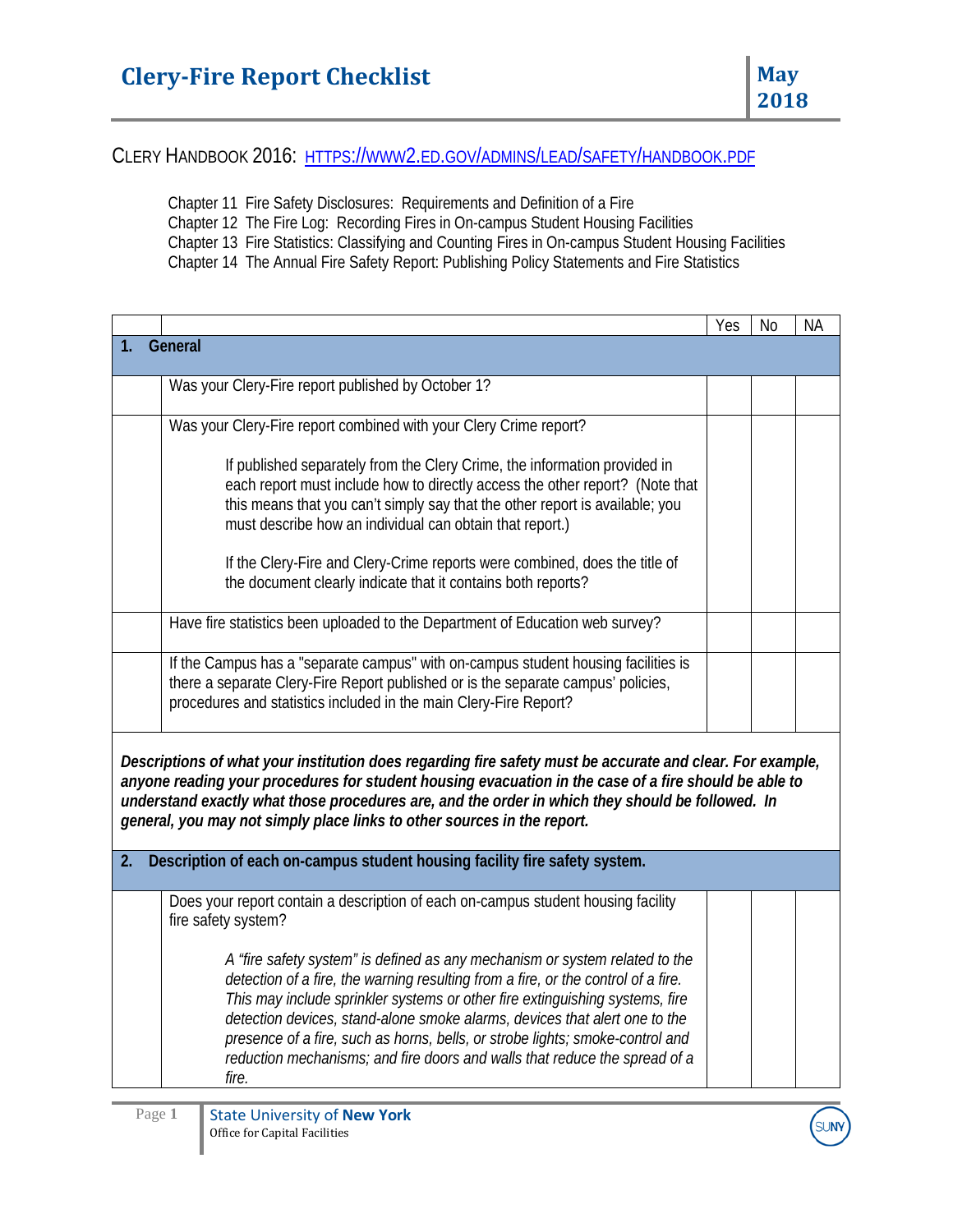# Clery-Fire Report Checklist

May 2018

CLERY HANDBOOK 2016: [HTTPS://WWW2.ED.GOV/ADMINS/LEAD/SAFETY/HANDBOOK.PDF](https://www2.ed.gov/admins/lead/safety/handbook.pdf)

Chapter 11 Fire Safety Disclosures: Requirements and Definition of a Fire
Chapter 12 The Fire Log: Recording Fires in On-campus Student Housing Facilities
Chapter 13 Fire Statistics: Classifying and Counting Fires in On-campus Student Housing Facilities
Chapter 14 The Annual Fire Safety Report: Publishing Policy Statements and Fire Statistics

| | | Yes | No | NA |
|---|---|---|---|---|
| **1.** | **General** | | | |
| | Was your Clery-Fire report published by October 1? | | | |
| | Was your Clery-Fire report combined with your Clery Crime report?<br><br>If published separately from the Clery Crime, the information provided in each report must include how to directly access the other report? (Note that this means that you can't simply say that the other report is available; you must describe how an individual can obtain that report.)<br><br>If the Clery-Fire and Clery-Crime reports were combined, does the title of the document clearly indicate that it contains both reports? | | | |
| | Have fire statistics been uploaded to the Department of Education web survey? | | | |
| | If the Campus has a "separate campus" with on-campus student housing facilities is there a separate Clery-Fire Report published or is the separate campus' policies, procedures and statistics included in the main Clery-Fire Report? | | | |
| ***Descriptions of what your institution does regarding fire safety must be accurate and clear. For example, anyone reading your procedures for student housing evacuation in the case of a fire should be able to understand exactly what those procedures are, and the order in which they should be followed. In general, you may not simply place links to other sources in the report.*** | | | | |
| **2.** | **Description of each on-campus student housing facility fire safety system.** | | | |
| | Does your report contain a description of each on-campus student housing facility fire safety system?<br><br>*A "fire safety system" is defined as any mechanism or system related to the detection of a fire, the warning resulting from a fire, or the control of a fire. This may include sprinkler systems or other fire extinguishing systems, fire detection devices, stand-alone smoke alarms, devices that alert one to the presence of a fire, such as horns, bells, or strobe lights; smoke-control and reduction mechanisms; and fire doors and walls that reduce the spread of a fire.* | | | |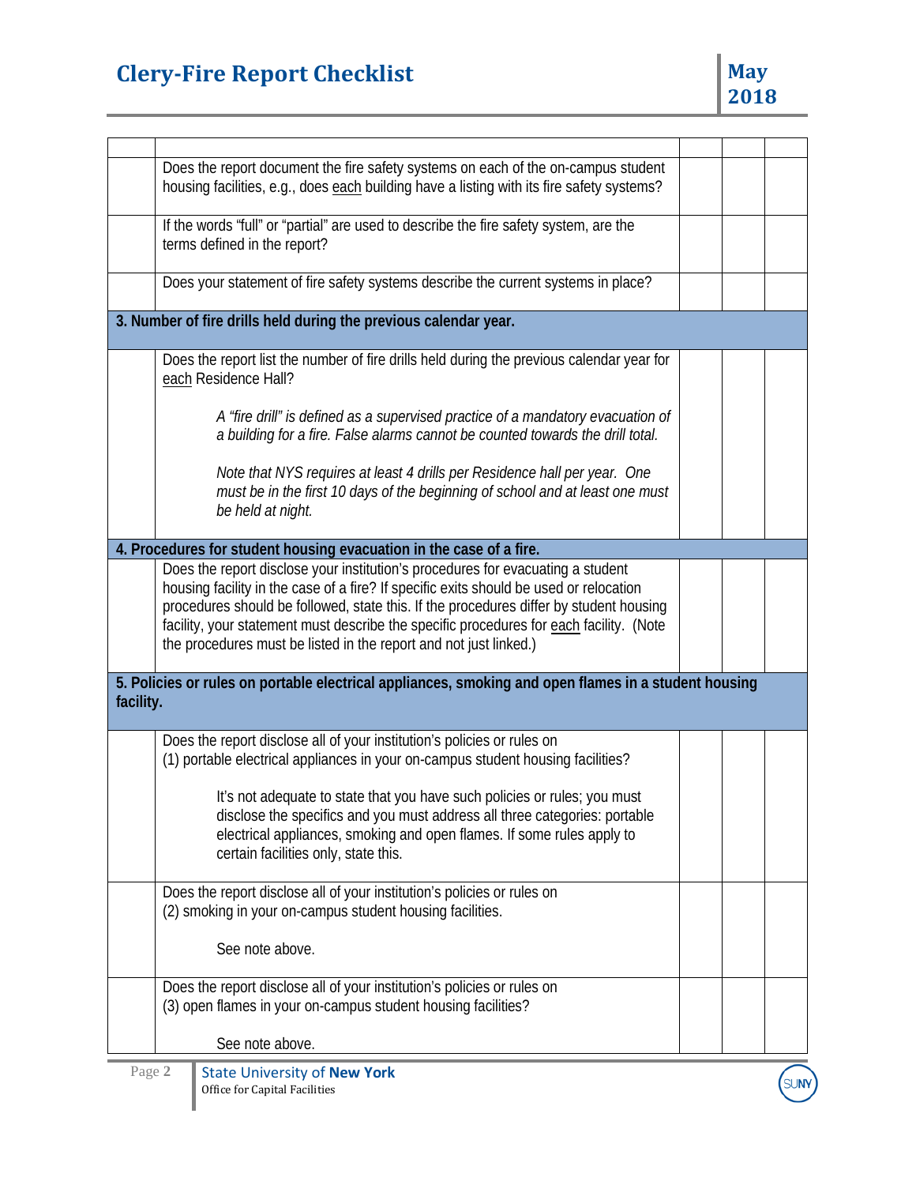| | | | | |
|---|---|---|---|---|
| | Does the report document the fire safety systems on each of the on-campus student housing facilities, e.g., does each building have a listing with its fire safety systems? | | | |
| | If the words "full" or "partial" are used to describe the fire safety system, are the terms defined in the report? | | | |
| | Does your statement of fire safety systems describe the current systems in place? | | | |
| **3. Number of fire drills held during the previous calendar year.** | | | | |
| | Does the report list the number of fire drills held during the previous calendar year for each Residence Hall?<br><br>*A "fire drill" is defined as a supervised practice of a mandatory evacuation of a building for a fire. False alarms cannot be counted towards the drill total.*<br><br>*Note that NYS requires at least 4 drills per Residence hall per year. One must be in the first 10 days of the beginning of school and at least one must be held at night.* | | | |
| **4. Procedures for student housing evacuation in the case of a fire.** | | | | |
| | Does the report disclose your institution's procedures for evacuating a student housing facility in the case of a fire? If specific exits should be used or relocation procedures should be followed, state this. If the procedures differ by student housing facility, your statement must describe the specific procedures for each facility. (Note the procedures must be listed in the report and not just linked.) | | | |
| **5. Policies or rules on portable electrical appliances, smoking and open flames in a student housing facility.** | | | | |
| | Does the report disclose all of your institution's policies or rules on (1) portable electrical appliances in your on-campus student housing facilities?<br><br>It's not adequate to state that you have such policies or rules; you must disclose the specifics and you must address all three categories: portable electrical appliances, smoking and open flames. If some rules apply to certain facilities only, state this. | | | |
| | Does the report disclose all of your institution's policies or rules on (2) smoking in your on-campus student housing facilities.<br><br>See note above. | | | |
| | Does the report disclose all of your institution's policies or rules on (3) open flames in your on-campus student housing facilities?<br><br>See note above. | | | |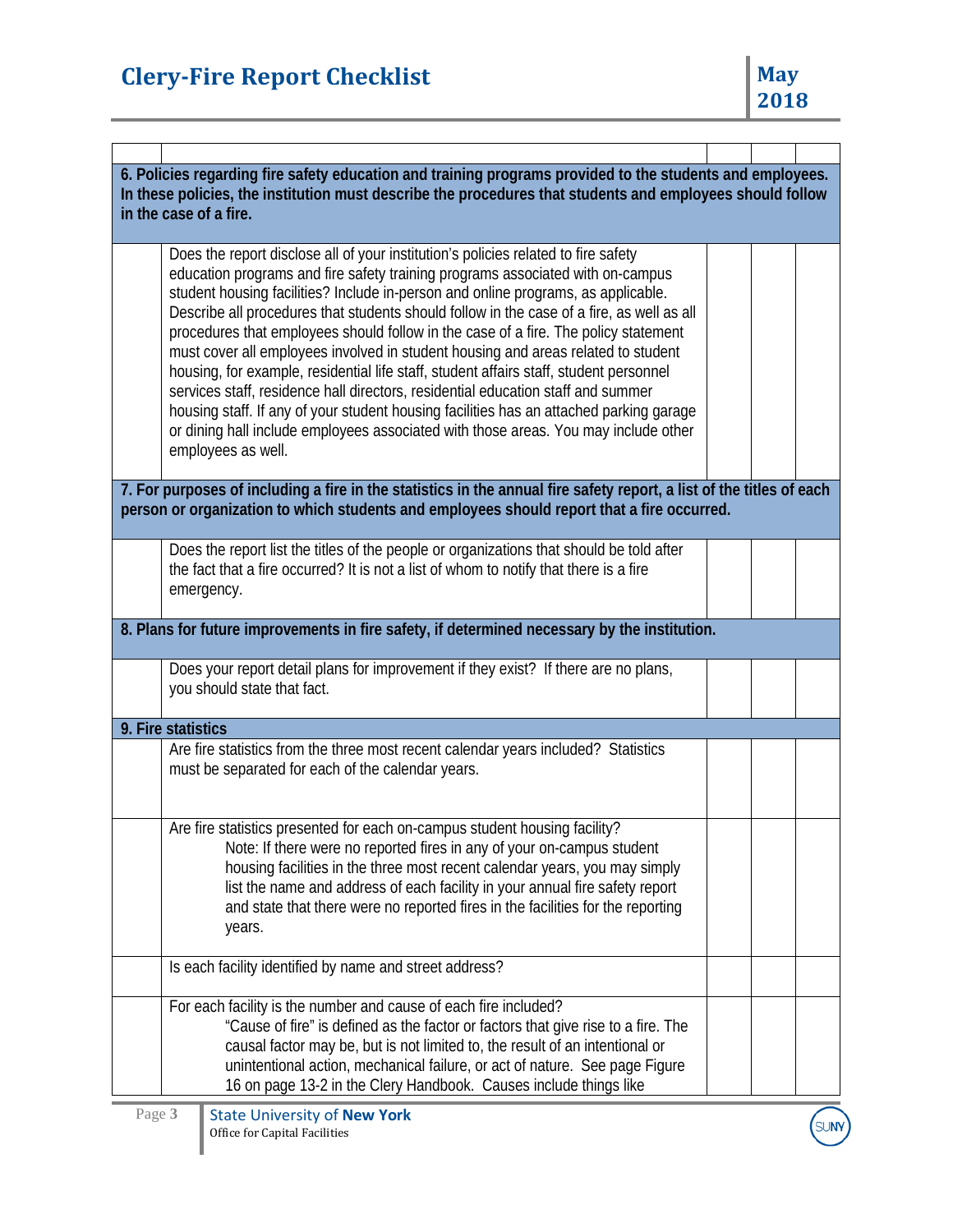| | | | | |
|---|---|---|---|---|
| **6. Policies regarding fire safety education and training programs provided to the students and employees. In these policies, the institution must describe the procedures that students and employees should follow in the case of a fire.** | | | | |
| | Does the report disclose all of your institution's policies related to fire safety education programs and fire safety training programs associated with on-campus student housing facilities? Include in-person and online programs, as applicable. Describe all procedures that students should follow in the case of a fire, as well as all procedures that employees should follow in the case of a fire. The policy statement must cover all employees involved in student housing and areas related to student housing, for example, residential life staff, student affairs staff, student personnel services staff, residence hall directors, residential education staff and summer housing staff. If any of your student housing facilities has an attached parking garage or dining hall include employees associated with those areas. You may include other employees as well. | | | |
| **7. For purposes of including a fire in the statistics in the annual fire safety report, a list of the titles of each person or organization to which students and employees should report that a fire occurred.** | | | | |
| | Does the report list the titles of the people or organizations that should be told after the fact that a fire occurred? It is not a list of whom to notify that there is a fire emergency. | | | |
| **8. Plans for future improvements in fire safety, if determined necessary by the institution.** | | | | |
| | Does your report detail plans for improvement if they exist? If there are no plans, you should state that fact. | | | |
| **9. Fire statistics** | | | | |
| | Are fire statistics from the three most recent calendar years included? Statistics must be separated for each of the calendar years. | | | |
| | Are fire statistics presented for each on-campus student housing facility?<br>Note: If there were no reported fires in any of your on-campus student housing facilities in the three most recent calendar years, you may simply list the name and address of each facility in your annual fire safety report and state that there were no reported fires in the facilities for the reporting years. | | | |
| | Is each facility identified by name and street address? | | | |
| | For each facility is the number and cause of each fire included?<br>"Cause of fire" is defined as the factor or factors that give rise to a fire. The causal factor may be, but is not limited to, the result of an intentional or unintentional action, mechanical failure, or act of nature. See page Figure 16 on page 13-2 in the Clery Handbook. Causes include things like | | | |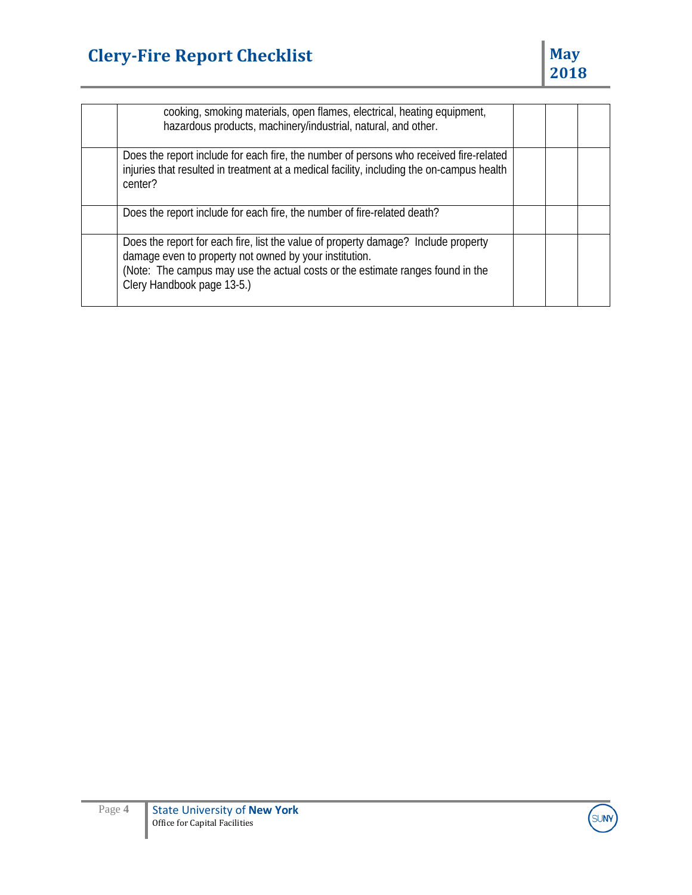| | | | | |
|---|---|---|---|---|
| | cooking, smoking materials, open flames, electrical, heating equipment, hazardous products, machinery/industrial, natural, and other. | | | |
| | Does the report include for each fire, the number of persons who received fire-related injuries that resulted in treatment at a medical facility, including the on-campus health center? | | | |
| | Does the report include for each fire, the number of fire-related death? | | | |
| | Does the report for each fire, list the value of property damage? Include property damage even to property not owned by your institution.<br>(Note: The campus may use the actual costs or the estimate ranges found in the Clery Handbook page 13-5.) | | | |